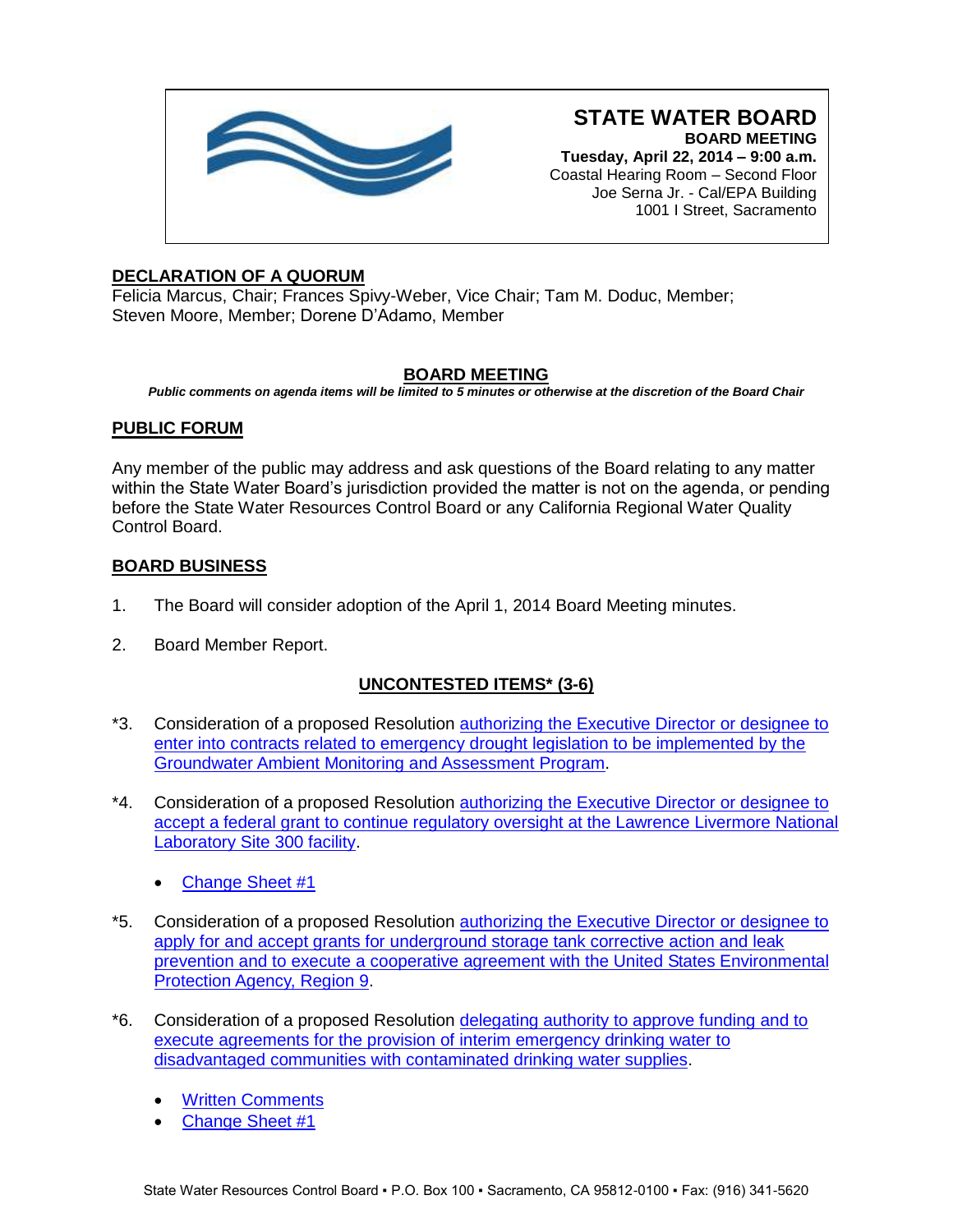# STATE WATER BOARD

**BOARD MEETING**
**Tuesday, April 22, 2014 – 9:00 a.m.**
Coastal Hearing Room – Second Floor
Joe Serna Jr. - Cal/EPA Building
1001 I Street, Sacramento

## DECLARATION OF A QUORUM

Felicia Marcus, Chair; Frances Spivy-Weber, Vice Chair; Tam M. Doduc, Member; Steven Moore, Member; Dorene D'Adamo, Member

## BOARD MEETING

***Public comments on agenda items will be limited to 5 minutes or otherwise at the discretion of the Board Chair***

## PUBLIC FORUM

Any member of the public may address and ask questions of the Board relating to any matter within the State Water Board's jurisdiction provided the matter is not on the agenda, or pending before the State Water Resources Control Board or any California Regional Water Quality Control Board.

## BOARD BUSINESS

1. The Board will consider adoption of the April 1, 2014 Board Meeting minutes.
2. Board Member Report.

## UNCONTESTED ITEMS* (3-6)

*3. Consideration of a proposed Resolution authorizing the Executive Director or designee to enter into contracts related to emergency drought legislation to be implemented by the Groundwater Ambient Monitoring and Assessment Program.

*4. Consideration of a proposed Resolution authorizing the Executive Director or designee to accept a federal grant to continue regulatory oversight at the Lawrence Livermore National Laboratory Site 300 facility.

- Change Sheet #1

*5. Consideration of a proposed Resolution authorizing the Executive Director or designee to apply for and accept grants for underground storage tank corrective action and leak prevention and to execute a cooperative agreement with the United States Environmental Protection Agency, Region 9.

*6. Consideration of a proposed Resolution delegating authority to approve funding and to execute agreements for the provision of interim emergency drinking water to disadvantaged communities with contaminated drinking water supplies.

- Written Comments
- Change Sheet #1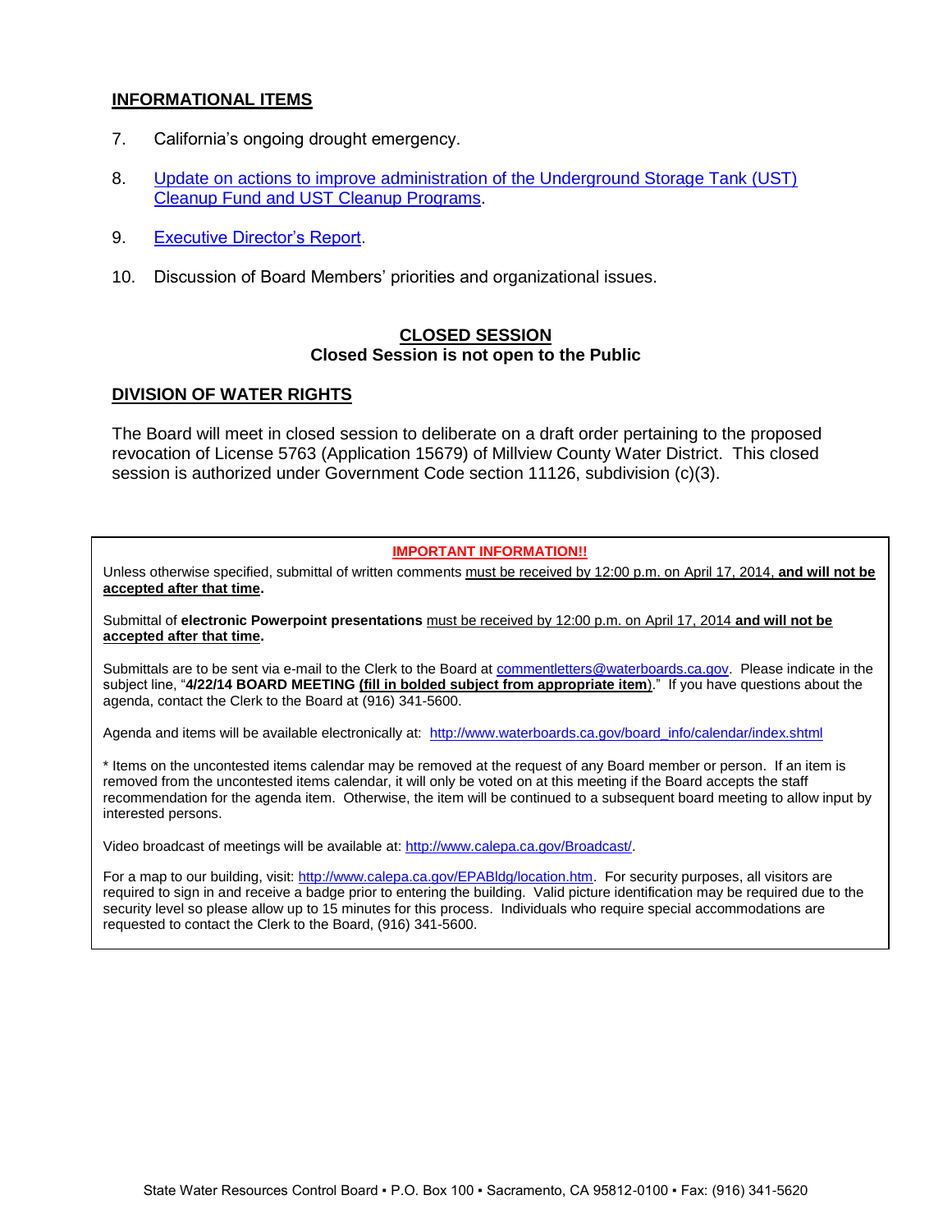## INFORMATIONAL ITEMS

7. California's ongoing drought emergency.

8. Update on actions to improve administration of the Underground Storage Tank (UST) Cleanup Fund and UST Cleanup Programs.

9. Executive Director's Report.

10. Discussion of Board Members' priorities and organizational issues.

## CLOSED SESSION

**Closed Session is not open to the Public**

## DIVISION OF WATER RIGHTS

The Board will meet in closed session to deliberate on a draft order pertaining to the proposed revocation of License 5763 (Application 15679) of Millview County Water District. This closed session is authorized under Government Code section 11126, subdivision (c)(3).

---

**IMPORTANT INFORMATION!!**

Unless otherwise specified, submittal of written comments must be received by 12:00 p.m. on April 17, 2014, **and will not be accepted after that time**.

Submittal of **electronic Powerpoint presentations** must be received by 12:00 p.m. on April 17, 2014 **and will not be accepted after that time**.

Submittals are to be sent via e-mail to the Clerk to the Board at commentletters@waterboards.ca.gov. Please indicate in the subject line, "**4/22/14 BOARD MEETING (fill in bolded subject from appropriate item)**." If you have questions about the agenda, contact the Clerk to the Board at (916) 341-5600.

Agenda and items will be available electronically at: http://www.waterboards.ca.gov/board_info/calendar/index.shtml

* Items on the uncontested items calendar may be removed at the request of any Board member or person. If an item is removed from the uncontested items calendar, it will only be voted on at this meeting if the Board accepts the staff recommendation for the agenda item. Otherwise, the item will be continued to a subsequent board meeting to allow input by interested persons.

Video broadcast of meetings will be available at: http://www.calepa.ca.gov/Broadcast/.

For a map to our building, visit: http://www.calepa.ca.gov/EPABldg/location.htm. For security purposes, all visitors are required to sign in and receive a badge prior to entering the building. Valid picture identification may be required due to the security level so please allow up to 15 minutes for this process. Individuals who require special accommodations are requested to contact the Clerk to the Board, (916) 341-5600.